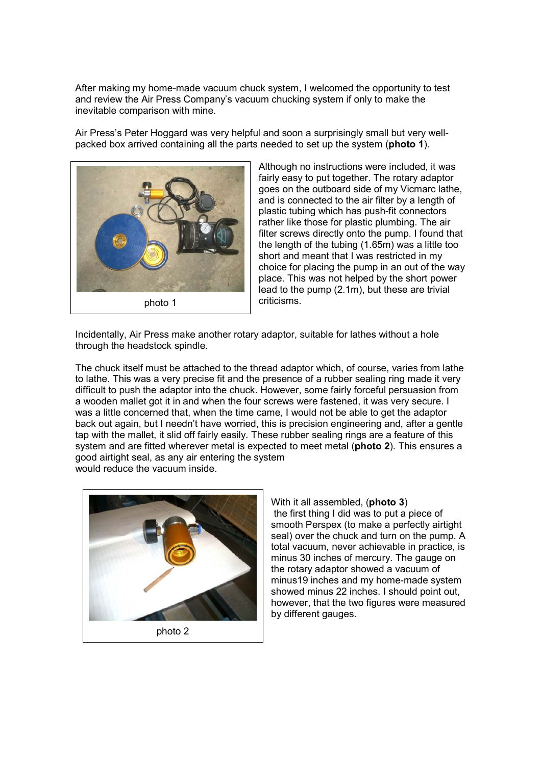After making my home-made vacuum chuck system, I welcomed the opportunity to test and review the Air Press Company's vacuum chucking system if only to make the inevitable comparison with mine.

Air Press's Peter Hoggard was very helpful and soon a surprisingly small but very well-packed box arrived containing all the parts needed to set up the system (**photo 1**).

photo 1

Although no instructions were included, it was fairly easy to put together. The rotary adaptor goes on the outboard side of my Vicmarc lathe, and is connected to the air filter by a length of plastic tubing which has push-fit connectors rather like those for plastic plumbing. The air filter screws directly onto the pump. I found that the length of the tubing (1.65m) was a little too short and meant that I was restricted in my choice for placing the pump in an out of the way place. This was not helped by the short power lead to the pump (2.1m), but these are trivial criticisms.

Incidentally, Air Press make another rotary adaptor, suitable for lathes without a hole through the headstock spindle.

The chuck itself must be attached to the thread adaptor which, of course, varies from lathe to lathe. This was a very precise fit and the presence of a rubber sealing ring made it very difficult to push the adaptor into the chuck. However, some fairly forceful persuasion from a wooden mallet got it in and when the four screws were fastened, it was very secure. I was a little concerned that, when the time came, I would not be able to get the adaptor back out again, but I needn't have worried, this is precision engineering and, after a gentle tap with the mallet, it slid off fairly easily. These rubber sealing rings are a feature of this system and are fitted wherever metal is expected to meet metal (**photo 2**). This ensures a good airtight seal, as any air entering the system would reduce the vacuum inside.

photo 2

With it all assembled, (**photo 3**) the first thing I did was to put a piece of smooth Perspex (to make a perfectly airtight seal) over the chuck and turn on the pump. A total vacuum, never achievable in practice, is minus 30 inches of mercury. The gauge on the rotary adaptor showed a vacuum of minus19 inches and my home-made system showed minus 22 inches. I should point out, however, that the two figures were measured by different gauges.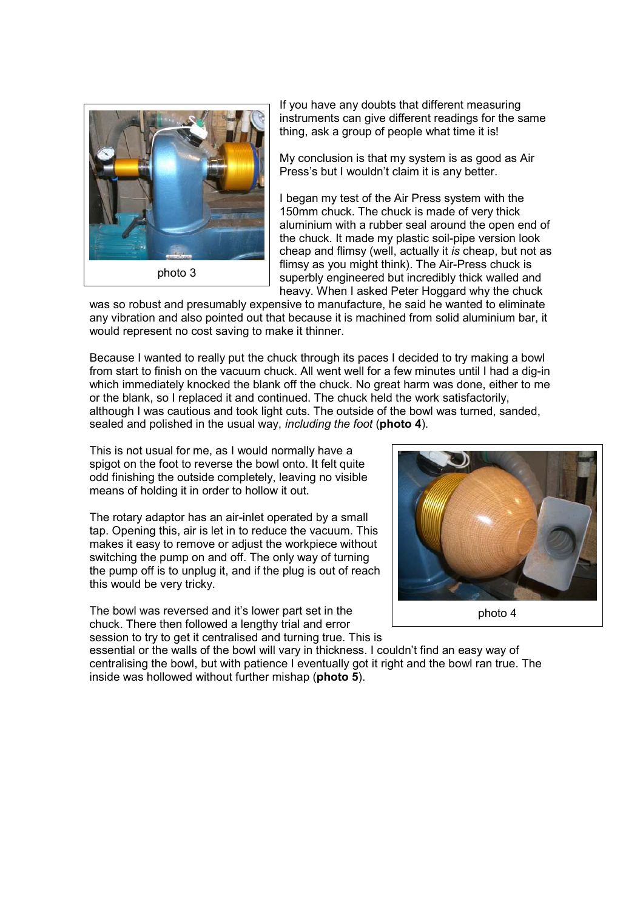photo 3

If you have any doubts that different measuring instruments can give different readings for the same thing, ask a group of people what time it is!

My conclusion is that my system is as good as Air Press's but I wouldn't claim it is any better.

I began my test of the Air Press system with the 150mm chuck. The chuck is made of very thick aluminium with a rubber seal around the open end of the chuck. It made my plastic soil-pipe version look cheap and flimsy (well, actually it *is* cheap, but not as flimsy as you might think). The Air-Press chuck is superbly engineered but incredibly thick walled and heavy. When I asked Peter Hoggard why the chuck was so robust and presumably expensive to manufacture, he said he wanted to eliminate any vibration and also pointed out that because it is machined from solid aluminium bar, it would represent no cost saving to make it thinner.

Because I wanted to really put the chuck through its paces I decided to try making a bowl from start to finish on the vacuum chuck. All went well for a few minutes until I had a dig-in which immediately knocked the blank off the chuck. No great harm was done, either to me or the blank, so I replaced it and continued. The chuck held the work satisfactorily, although I was cautious and took light cuts. The outside of the bowl was turned, sanded, sealed and polished in the usual way, *including the foot* (**photo 4**).

This is not usual for me, as I would normally have a spigot on the foot to reverse the bowl onto. It felt quite odd finishing the outside completely, leaving no visible means of holding it in order to hollow it out.

The rotary adaptor has an air-inlet operated by a small tap. Opening this, air is let in to reduce the vacuum. This makes it easy to remove or adjust the workpiece without switching the pump on and off. The only way of turning the pump off is to unplug it, and if the plug is out of reach this would be very tricky.

photo 4

The bowl was reversed and it's lower part set in the chuck. There then followed a lengthy trial and error session to try to get it centralised and turning true. This is essential or the walls of the bowl will vary in thickness. I couldn't find an easy way of centralising the bowl, but with patience I eventually got it right and the bowl ran true. The inside was hollowed without further mishap (**photo 5**).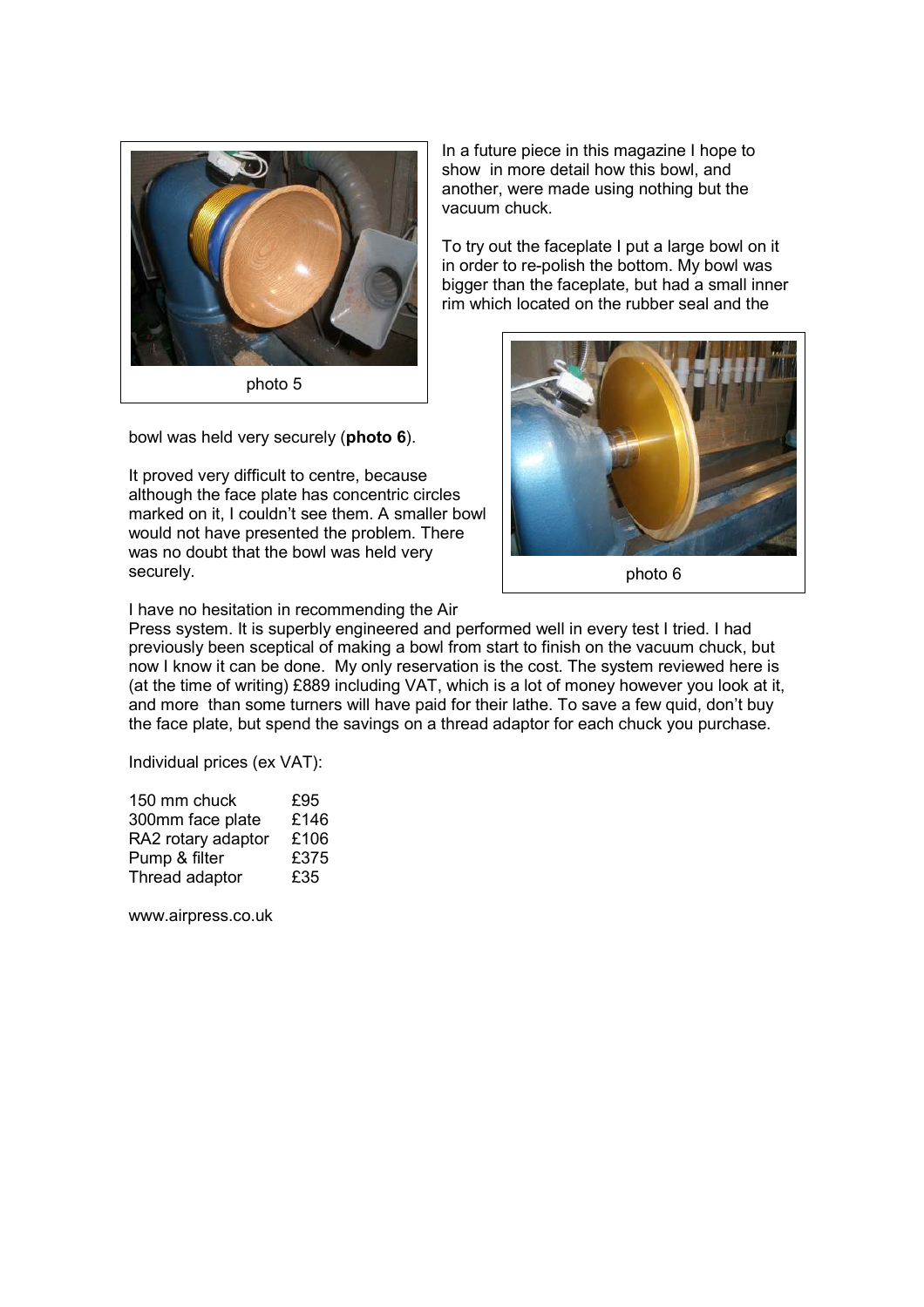photo 5

In a future piece in this magazine I hope to show in more detail how this bowl, and another, were made using nothing but the vacuum chuck.

To try out the faceplate I put a large bowl on it in order to re-polish the bottom. My bowl was bigger than the faceplate, but had a small inner rim which located on the rubber seal and the bowl was held very securely (**photo 6**).

photo 6

It proved very difficult to centre, because although the face plate has concentric circles marked on it, I couldn't see them. A smaller bowl would not have presented the problem. There was no doubt that the bowl was held very securely.

I have no hesitation in recommending the Air Press system. It is superbly engineered and performed well in every test I tried. I had previously been sceptical of making a bowl from start to finish on the vacuum chuck, but now I know it can be done. My only reservation is the cost. The system reviewed here is (at the time of writing) £889 including VAT, which is a lot of money however you look at it, and more than some turners will have paid for their lathe. To save a few quid, don't buy the face plate, but spend the savings on a thread adaptor for each chuck you purchase.

Individual prices (ex VAT):

| | |
|---|---|
| 150 mm chuck | £95 |
| 300mm face plate | £146 |
| RA2 rotary adaptor | £106 |
| Pump & filter | £375 |
| Thread adaptor | £35 |

www.airpress.co.uk